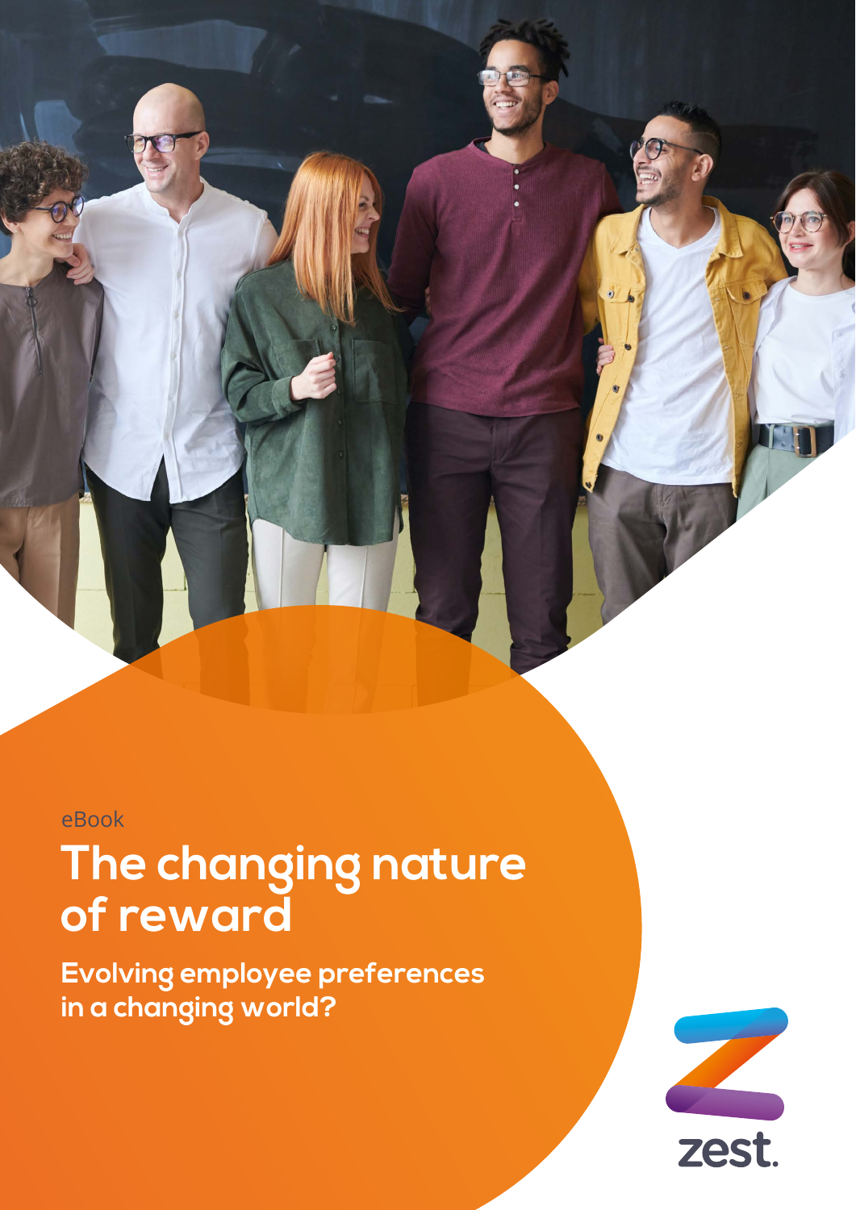eBook

# The changing nature of reward

## Evolving employee preferences in a changing world?

zest.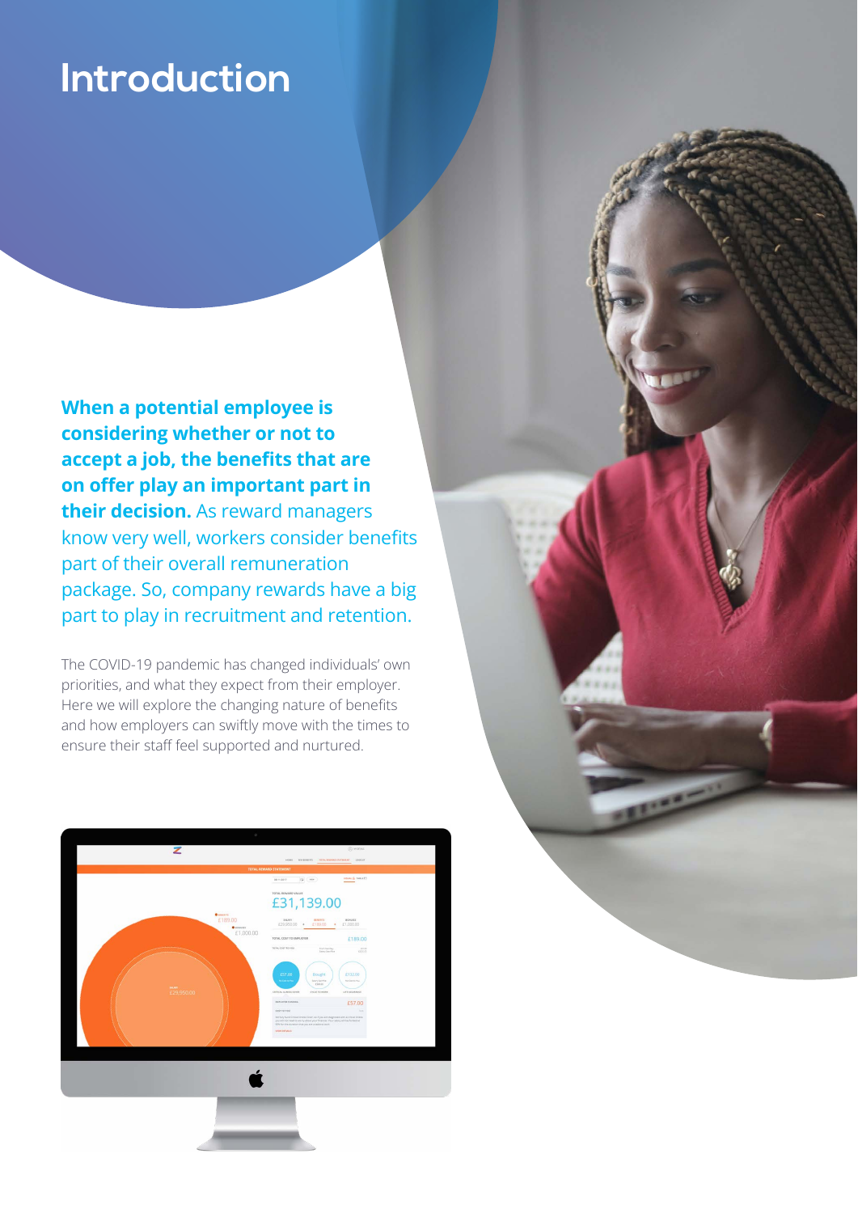# Introduction

**When a potential employee is considering whether or not to accept a job, the benefits that are on offer play an important part in their decision.** As reward managers know very well, workers consider benefits part of their overall remuneration package. So, company rewards have a big part to play in recruitment and retention.

The COVID-19 pandemic has changed individuals' own priorities, and what they expect from their employer. Here we will explore the changing nature of benefits and how employers can swiftly move with the times to ensure their staff feel supported and nurtured.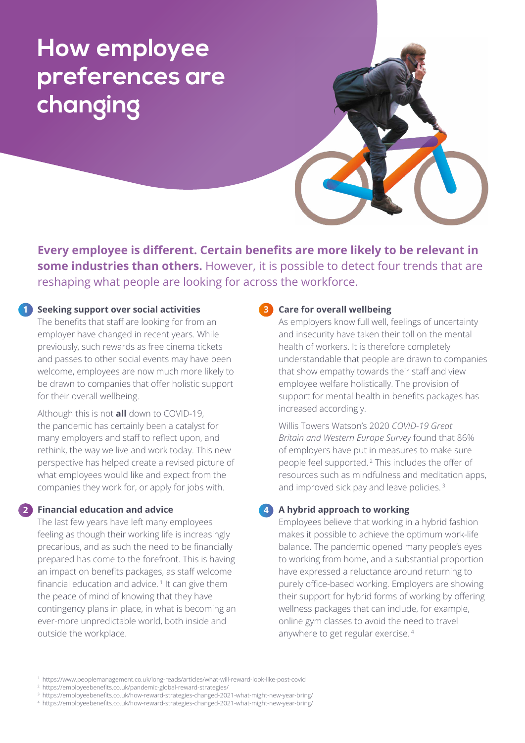# How employee preferences are changing

**Every employee is different. Certain benefits are more likely to be relevant in some industries than others.** However, it is possible to detect four trends that are reshaping what people are looking for across the workforce.

### 1 Seeking support over social activities

The benefits that staff are looking for from an employer have changed in recent years. While previously, such rewards as free cinema tickets and passes to other social events may have been welcome, employees are now much more likely to be drawn to companies that offer holistic support for their overall wellbeing.

Although this is not **all** down to COVID-19, the pandemic has certainly been a catalyst for many employers and staff to reflect upon, and rethink, the way we live and work today. This new perspective has helped create a revised picture of what employees would like and expect from the companies they work for, or apply for jobs with.

### 2 Financial education and advice

The last few years have left many employees feeling as though their working life is increasingly precarious, and as such the need to be financially prepared has come to the forefront. This is having an impact on benefits packages, as staff welcome financial education and advice. [1] It can give them the peace of mind of knowing that they have contingency plans in place, in what is becoming an ever-more unpredictable world, both inside and outside the workplace.

### 3 Care for overall wellbeing

As employers know full well, feelings of uncertainty and insecurity have taken their toll on the mental health of workers. It is therefore completely understandable that people are drawn to companies that show empathy towards their staff and view employee welfare holistically. The provision of support for mental health in benefits packages has increased accordingly.

Willis Towers Watson's 2020 *COVID-19 Great Britain and Western Europe Survey* found that 86% of employers have put in measures to make sure people feel supported. [2] This includes the offer of resources such as mindfulness and meditation apps, and improved sick pay and leave policies. [3]

### 4 A hybrid approach to working

Employees believe that working in a hybrid fashion makes it possible to achieve the optimum work-life balance. The pandemic opened many people's eyes to working from home, and a substantial proportion have expressed a reluctance around returning to purely office-based working. Employers are showing their support for hybrid forms of working by offering wellness packages that can include, for example, online gym classes to avoid the need to travel anywhere to get regular exercise. [4]

---

[1] https://www.peoplemanagement.co.uk/long-reads/articles/what-will-reward-look-like-post-covid
[2] https://employeebenefits.co.uk/pandemic-global-reward-strategies/
[3] https://employeebenefits.co.uk/how-reward-strategies-changed-2021-what-might-new-year-bring/
[4] https://employeebenefits.co.uk/how-reward-strategies-changed-2021-what-might-new-year-bring/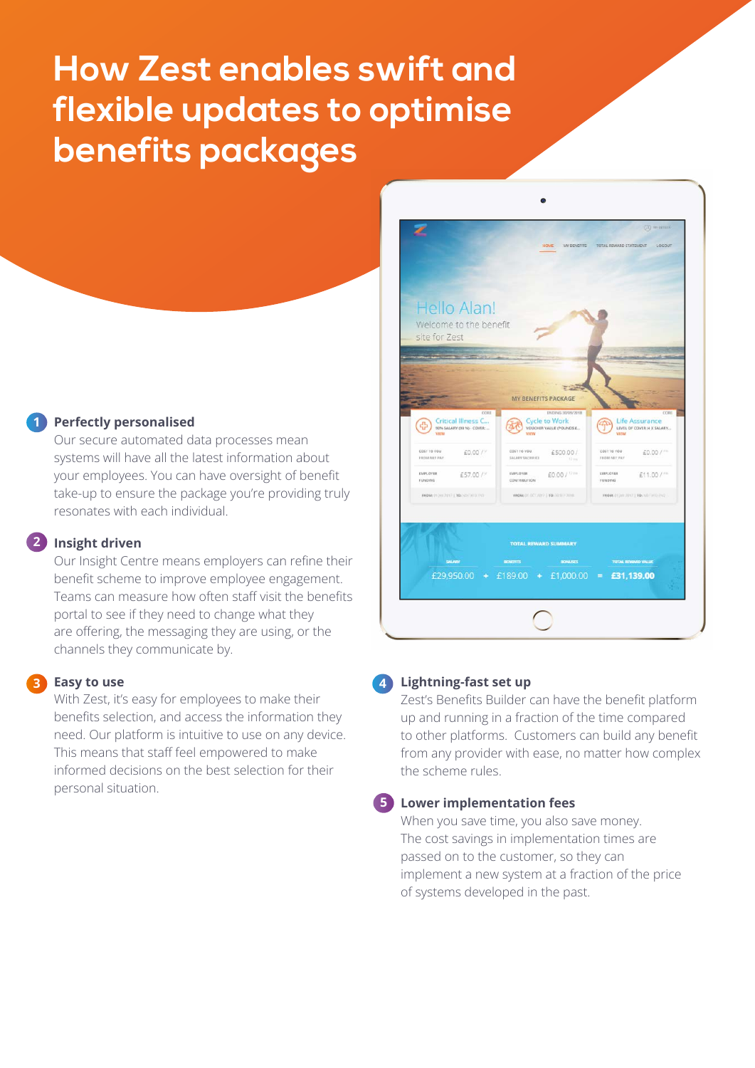# How Zest enables swift and flexible updates to optimise benefits packages

**1 Perfectly personalised**

Our secure automated data processes mean systems will have all the latest information about your employees. You can have oversight of benefit take-up to ensure the package you're providing truly resonates with each individual.

**2 Insight driven**

Our Insight Centre means employers can refine their benefit scheme to improve employee engagement. Teams can measure how often staff visit the benefits portal to see if they need to change what they are offering, the messaging they are using, or the channels they communicate by.

**3 Easy to use**

With Zest, it's easy for employees to make their benefits selection, and access the information they need. Our platform is intuitive to use on any device. This means that staff feel empowered to make informed decisions on the best selection for their personal situation.

**4 Lightning-fast set up**

Zest's Benefits Builder can have the benefit platform up and running in a fraction of the time compared to other platforms. Customers can build any benefit from any provider with ease, no matter how complex the scheme rules.

**5 Lower implementation fees**

When you save time, you also save money. The cost savings in implementation times are passed on to the customer, so they can implement a new system at a fraction of the price of systems developed in the past.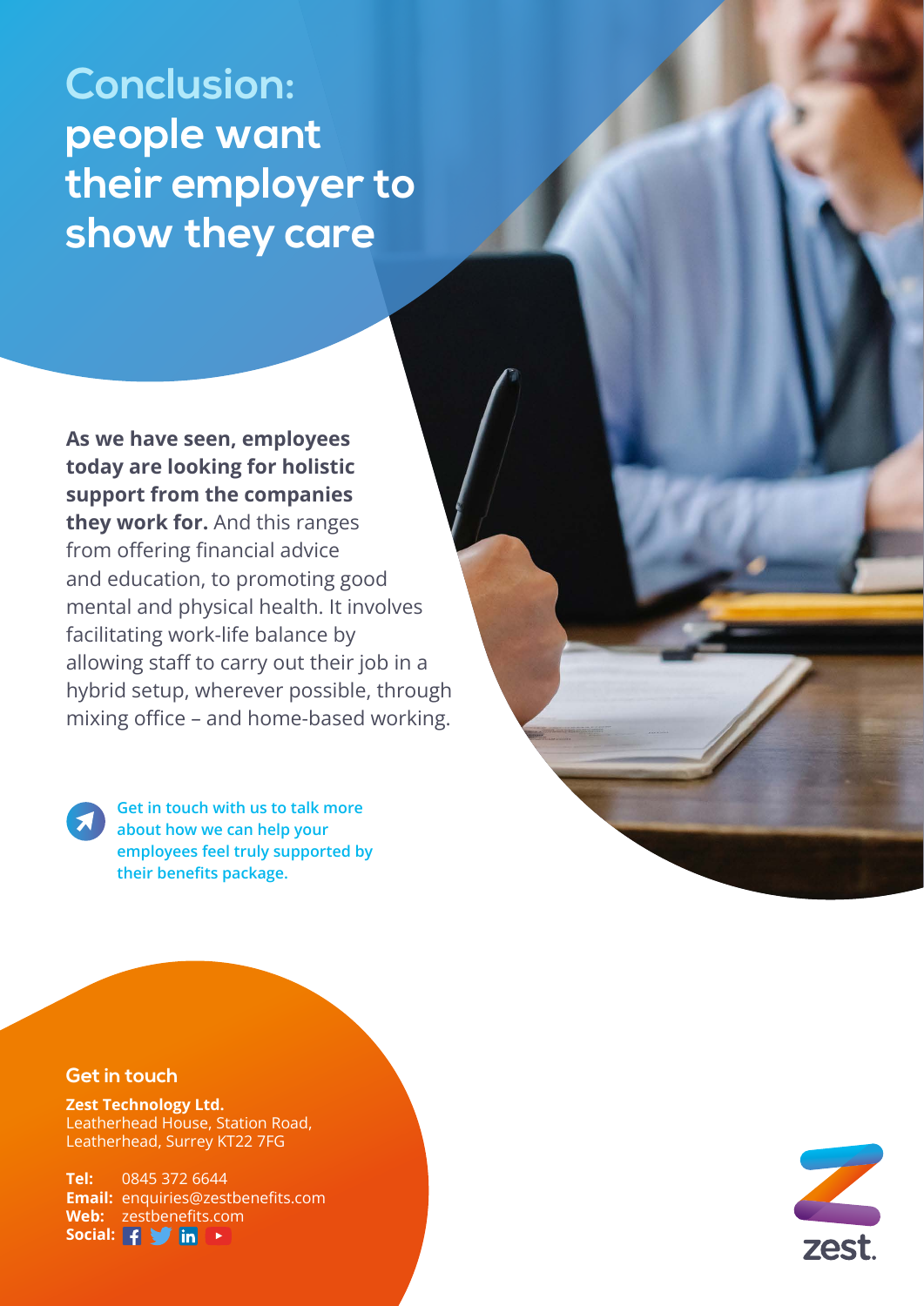# Conclusion: people want their employer to show they care

**As we have seen, employees today are looking for holistic support from the companies they work for.** And this ranges from offering financial advice and education, to promoting good mental and physical health. It involves facilitating work-life balance by allowing staff to carry out their job in a hybrid setup, wherever possible, through mixing office – and home-based working.

**Get in touch with us to talk more about how we can help your employees feel truly supported by their benefits package.**

## Get in touch

**Zest Technology Ltd.**
Leatherhead House, Station Road,
Leatherhead, Surrey KT22 7FG

**Tel:** 0845 372 6644
**Email:** enquiries@zestbenefits.com
**Web:** zestbenefits.com
**Social:**

zest.